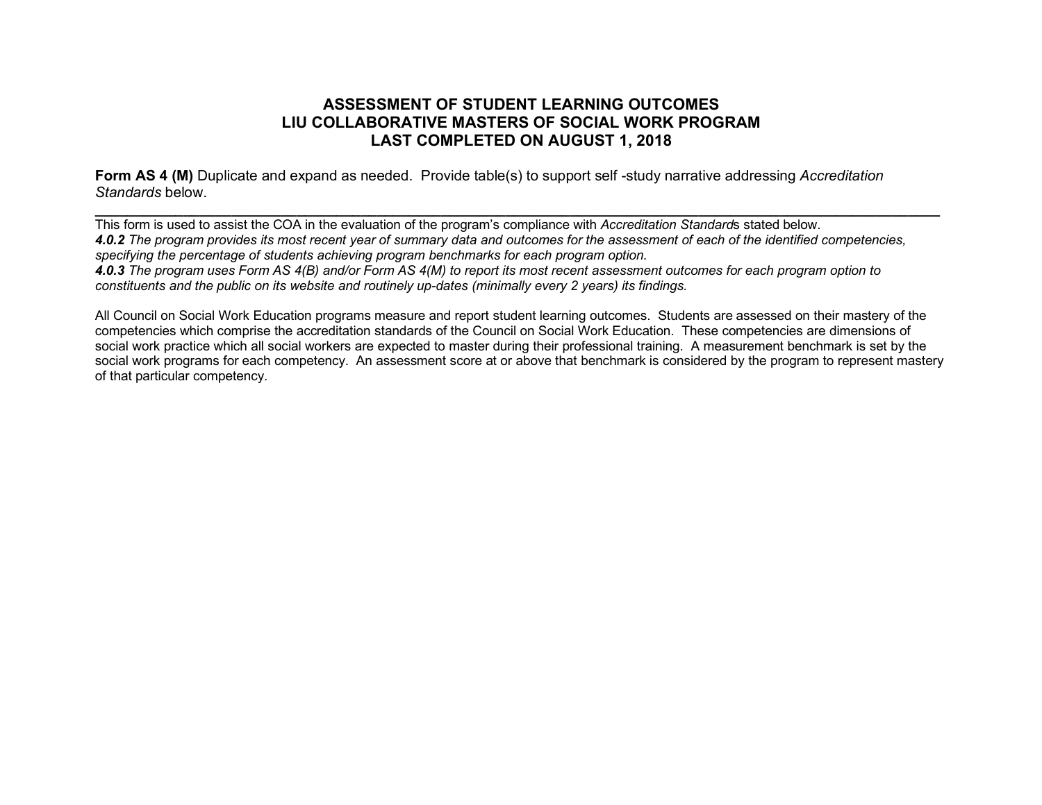# ASSESSMENT OF STUDENT LEARNING OUTCOMES
# LIU COLLABORATIVE MASTERS OF SOCIAL WORK PROGRAM
# LAST COMPLETED ON AUGUST 1, 2018

**Form AS 4 (M)** Duplicate and expand as needed. Provide table(s) to support self -study narrative addressing *Accreditation Standards* below.

---

This form is used to assist the COA in the evaluation of the program's compliance with *Accreditation Standard*s stated below.

***4.0.2*** *The program provides its most recent year of summary data and outcomes for the assessment of each of the identified competencies, specifying the percentage of students achieving program benchmarks for each program option.*

***4.0.3*** *The program uses Form AS 4(B) and/or Form AS 4(M) to report its most recent assessment outcomes for each program option to constituents and the public on its website and routinely up-dates (minimally every 2 years) its findings.*

All Council on Social Work Education programs measure and report student learning outcomes. Students are assessed on their mastery of the competencies which comprise the accreditation standards of the Council on Social Work Education. These competencies are dimensions of social work practice which all social workers are expected to master during their professional training. A measurement benchmark is set by the social work programs for each competency. An assessment score at or above that benchmark is considered by the program to represent mastery of that particular competency.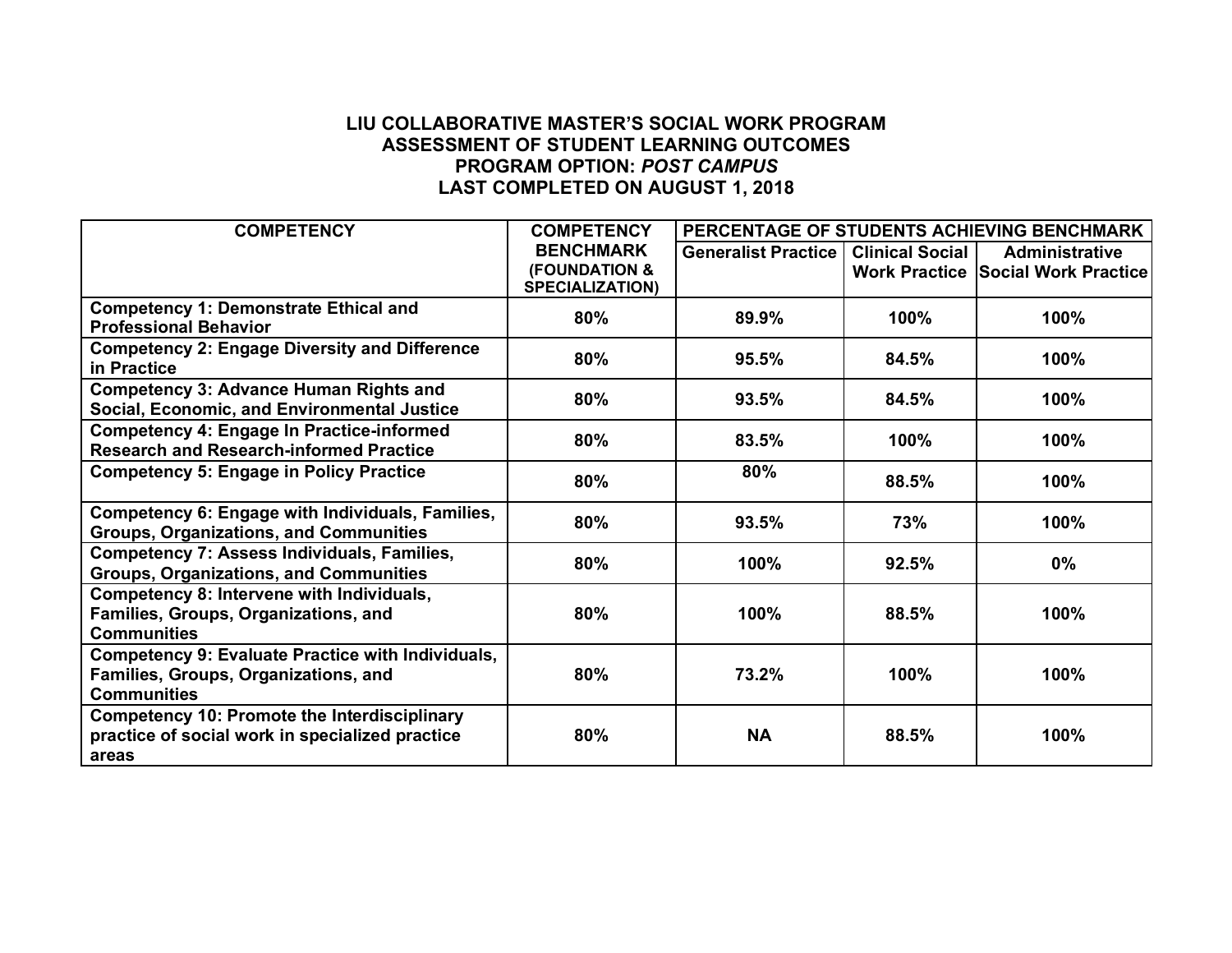# LIU COLLABORATIVE MASTER'S SOCIAL WORK PROGRAM
## ASSESSMENT OF STUDENT LEARNING OUTCOMES
## PROGRAM OPTION: *POST CAMPUS*
## LAST COMPLETED ON AUGUST 1, 2018

| COMPETENCY | COMPETENCY BENCHMARK (FOUNDATION & SPECIALIZATION) | PERCENTAGE OF STUDENTS ACHIEVING BENCHMARK | | |
|---|---|---|---|---|
| | | Generalist Practice | Clinical Social Work Practice | Administrative Social Work Practice |
| **Competency 1: Demonstrate Ethical and Professional Behavior** | 80% | 89.9% | 100% | 100% |
| **Competency 2: Engage Diversity and Difference in Practice** | 80% | 95.5% | 84.5% | 100% |
| **Competency 3: Advance Human Rights and Social, Economic, and Environmental Justice** | 80% | 93.5% | 84.5% | 100% |
| **Competency 4: Engage In Practice-informed Research and Research-informed Practice** | 80% | 83.5% | 100% | 100% |
| **Competency 5: Engage in Policy Practice** | 80% | 80% | 88.5% | 100% |
| **Competency 6: Engage with Individuals, Families, Groups, Organizations, and Communities** | 80% | 93.5% | 73% | 100% |
| **Competency 7: Assess Individuals, Families, Groups, Organizations, and Communities** | 80% | 100% | 92.5% | 0% |
| **Competency 8: Intervene with Individuals, Families, Groups, Organizations, and Communities** | 80% | 100% | 88.5% | 100% |
| **Competency 9: Evaluate Practice with Individuals, Families, Groups, Organizations, and Communities** | 80% | 73.2% | 100% | 100% |
| **Competency 10: Promote the Interdisciplinary practice of social work in specialized practice areas** | 80% | NA | 88.5% | 100% |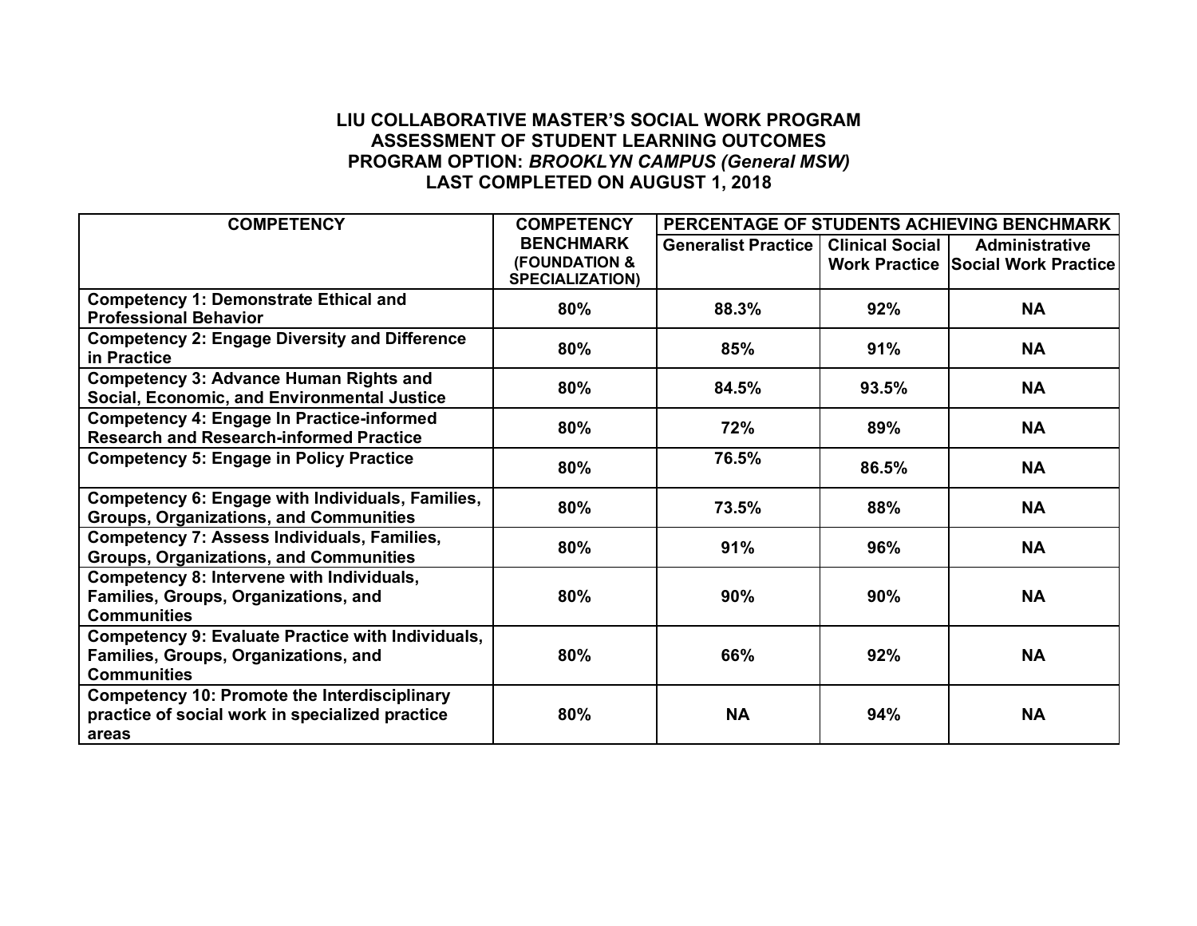# LIU COLLABORATIVE MASTER'S SOCIAL WORK PROGRAM
## ASSESSMENT OF STUDENT LEARNING OUTCOMES
## PROGRAM OPTION: *BROOKLYN CAMPUS (General MSW)*
## LAST COMPLETED ON AUGUST 1, 2018

| COMPETENCY | COMPETENCY BENCHMARK (FOUNDATION & SPECIALIZATION) | PERCENTAGE OF STUDENTS ACHIEVING BENCHMARK | | |
|---|---|---|---|---|
| | | Generalist Practice | Clinical Social Work Practice | Administrative Social Work Practice |
| **Competency 1: Demonstrate Ethical and Professional Behavior** | 80% | 88.3% | 92% | NA |
| **Competency 2: Engage Diversity and Difference in Practice** | 80% | 85% | 91% | NA |
| **Competency 3: Advance Human Rights and Social, Economic, and Environmental Justice** | 80% | 84.5% | 93.5% | NA |
| **Competency 4: Engage In Practice-informed Research and Research-informed Practice** | 80% | 72% | 89% | NA |
| **Competency 5: Engage in Policy Practice** | 80% | 76.5% | 86.5% | NA |
| **Competency 6: Engage with Individuals, Families, Groups, Organizations, and Communities** | 80% | 73.5% | 88% | NA |
| **Competency 7: Assess Individuals, Families, Groups, Organizations, and Communities** | 80% | 91% | 96% | NA |
| **Competency 8: Intervene with Individuals, Families, Groups, Organizations, and Communities** | 80% | 90% | 90% | NA |
| **Competency 9: Evaluate Practice with Individuals, Families, Groups, Organizations, and Communities** | 80% | 66% | 92% | NA |
| **Competency 10: Promote the Interdisciplinary practice of social work in specialized practice areas** | 80% | NA | 94% | NA |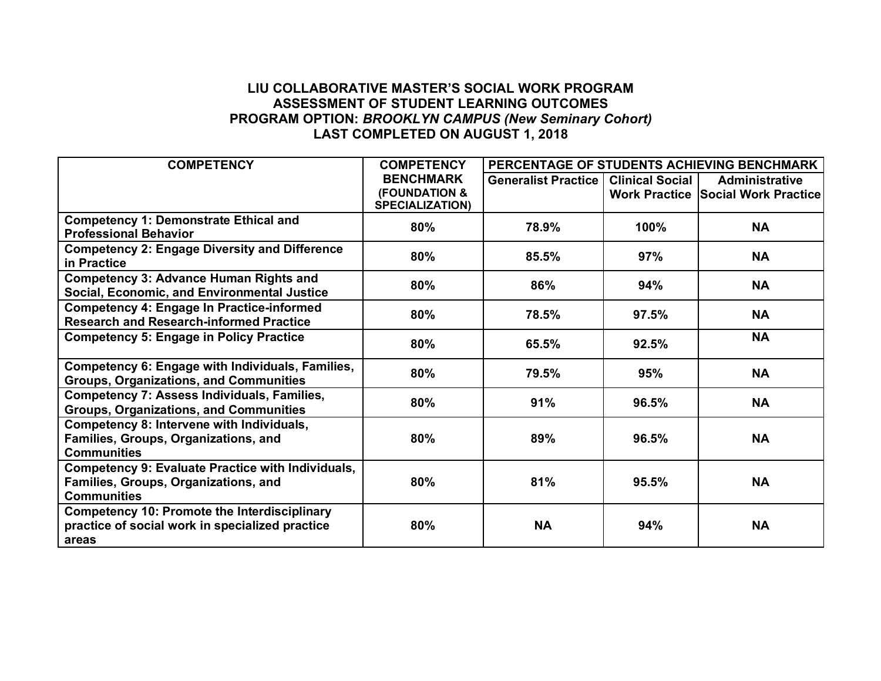# LIU COLLABORATIVE MASTER'S SOCIAL WORK PROGRAM
# ASSESSMENT OF STUDENT LEARNING OUTCOMES
# PROGRAM OPTION: *BROOKLYN CAMPUS (New Seminary Cohort)*
# LAST COMPLETED ON AUGUST 1, 2018

| COMPETENCY | COMPETENCY BENCHMARK (FOUNDATION & SPECIALIZATION) | PERCENTAGE OF STUDENTS ACHIEVING BENCHMARK | | |
|---|---|---|---|---|
| | | Generalist Practice | Clinical Social Work Practice | Administrative Social Work Practice |
| **Competency 1: Demonstrate Ethical and Professional Behavior** | **80%** | **78.9%** | **100%** | **NA** |
| **Competency 2: Engage Diversity and Difference in Practice** | **80%** | **85.5%** | **97%** | **NA** |
| **Competency 3: Advance Human Rights and Social, Economic, and Environmental Justice** | **80%** | **86%** | **94%** | **NA** |
| **Competency 4: Engage In Practice-informed Research and Research-informed Practice** | **80%** | **78.5%** | **97.5%** | **NA** |
| **Competency 5: Engage in Policy Practice** | **80%** | **65.5%** | **92.5%** | **NA** |
| **Competency 6: Engage with Individuals, Families, Groups, Organizations, and Communities** | **80%** | **79.5%** | **95%** | **NA** |
| **Competency 7: Assess Individuals, Families, Groups, Organizations, and Communities** | **80%** | **91%** | **96.5%** | **NA** |
| **Competency 8: Intervene with Individuals, Families, Groups, Organizations, and Communities** | **80%** | **89%** | **96.5%** | **NA** |
| **Competency 9: Evaluate Practice with Individuals, Families, Groups, Organizations, and Communities** | **80%** | **81%** | **95.5%** | **NA** |
| **Competency 10: Promote the Interdisciplinary practice of social work in specialized practice areas** | **80%** | **NA** | **94%** | **NA** |